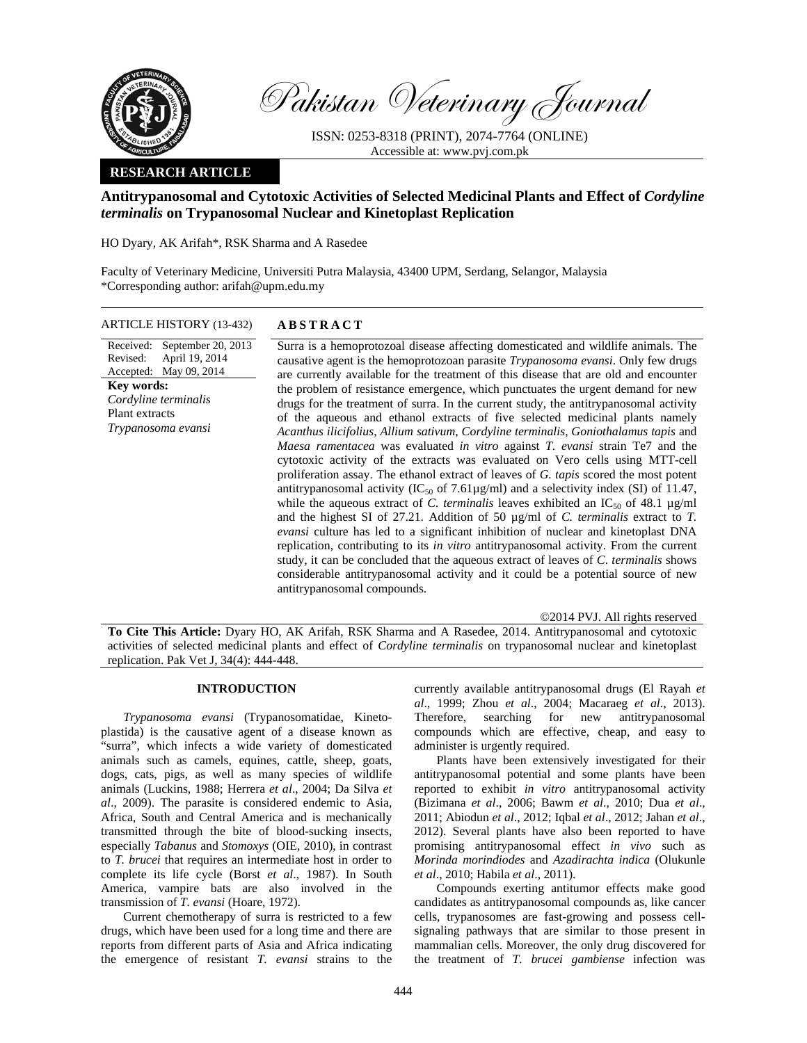# Antitrypanosomal and Cytotoxic Activities of Selected Medicinal Plants and Effect of *Cordyline terminalis* on Trypanosomal Nuclear and Kinetoplast Replication

HO Dyary, AK Arifah\*, RSK Sharma and A Rasedee

Faculty of Veterinary Medicine, Universiti Putra Malaysia, 43400 UPM, Serdang, Selangor, Malaysia
\*Corresponding author: arifah@upm.edu.my

**RESEARCH ARTICLE**

ARTICLE HISTORY (13-432)

Received: September 20, 2013
Revised: April 19, 2014
Accepted: May 09, 2014

**Key words:**
*Cordyline terminalis*
Plant extracts
*Trypanosoma evansi*

## ABSTRACT

Surra is a hemoprotozoal disease affecting domesticated and wildlife animals. The causative agent is the hemoprotozoan parasite *Trypanosoma evansi*. Only few drugs are currently available for the treatment of this disease that are old and encounter the problem of resistance emergence, which punctuates the urgent demand for new drugs for the treatment of surra. In the current study, the antitrypanosomal activity of the aqueous and ethanol extracts of five selected medicinal plants namely *Acanthus ilicifolius*, *Allium sativum*, *Cordyline terminalis*, *Goniothalamus tapis* and *Maesa ramentacea* was evaluated *in vitro* against *T. evansi* strain Te7 and the cytotoxic activity of the extracts was evaluated on Vero cells using MTT-cell proliferation assay. The ethanol extract of leaves of *G. tapis* scored the most potent antitrypanosomal activity ($IC_{50}$ of 7.61µg/ml) and a selectivity index (SI) of 11.47, while the aqueous extract of *C. terminalis* leaves exhibited an $IC_{50}$ of 48.1 µg/ml and the highest SI of 27.21. Addition of 50 µg/ml of *C. terminalis* extract to *T. evansi* culture has led to a significant inhibition of nuclear and kinetoplast DNA replication, contributing to its *in vitro* antitrypanosomal activity. From the current study, it can be concluded that the aqueous extract of leaves of *C. terminalis* shows considerable antitrypanosomal activity and it could be a potential source of new antitrypanosomal compounds.

©2014 PVJ. All rights reserved

**To Cite This Article:** Dyary HO, AK Arifah, RSK Sharma and A Rasedee, 2014. Antitrypanosomal and cytotoxic activities of selected medicinal plants and effect of *Cordyline terminalis* on trypanosomal nuclear and kinetoplast replication. Pak Vet J, 34(4): 444-448.

## INTRODUCTION

*Trypanosoma evansi* (Trypanosomatidae, Kinetoplastida) is the causative agent of a disease known as "surra", which infects a wide variety of domesticated animals such as camels, equines, cattle, sheep, goats, dogs, cats, pigs, as well as many species of wildlife animals (Luckins, 1988; Herrera *et al*., 2004; Da Silva *et al*., 2009). The parasite is considered endemic to Asia, Africa, South and Central America and is mechanically transmitted through the bite of blood-sucking insects, especially *Tabanus* and *Stomoxys* (OIE, 2010), in contrast to *T. brucei* that requires an intermediate host in order to complete its life cycle (Borst *et al*., 1987). In South America, vampire bats are also involved in the transmission of *T. evansi* (Hoare, 1972).

Current chemotherapy of surra is restricted to a few drugs, which have been used for a long time and there are reports from different parts of Asia and Africa indicating the emergence of resistant *T. evansi* strains to the currently available antitrypanosomal drugs (El Rayah *et al*., 1999; Zhou *et al*., 2004; Macaraeg *et al*., 2013). Therefore, searching for new antitrypanosomal compounds which are effective, cheap, and easy to administer is urgently required.

Plants have been extensively investigated for their antitrypanosomal potential and some plants have been reported to exhibit *in vitro* antitrypanosomal activity (Bizimana *et al*., 2006; Bawm *et al*., 2010; Dua *et al*., 2011; Abiodun *et al*., 2012; Iqbal *et al*., 2012; Jahan *et al*., 2012). Several plants have also been reported to have promising antitrypanosomal effect *in vivo* such as *Morinda morindiodes* and *Azadirachta indica* (Olukunle *et al*., 2010; Habila *et al*., 2011).

Compounds exerting antitumor effects make good candidates as antitrypanosomal compounds as, like cancer cells, trypanosomes are fast-growing and possess cell-signaling pathways that are similar to those present in mammalian cells. Moreover, the only drug discovered for the treatment of *T. brucei gambiense* infection was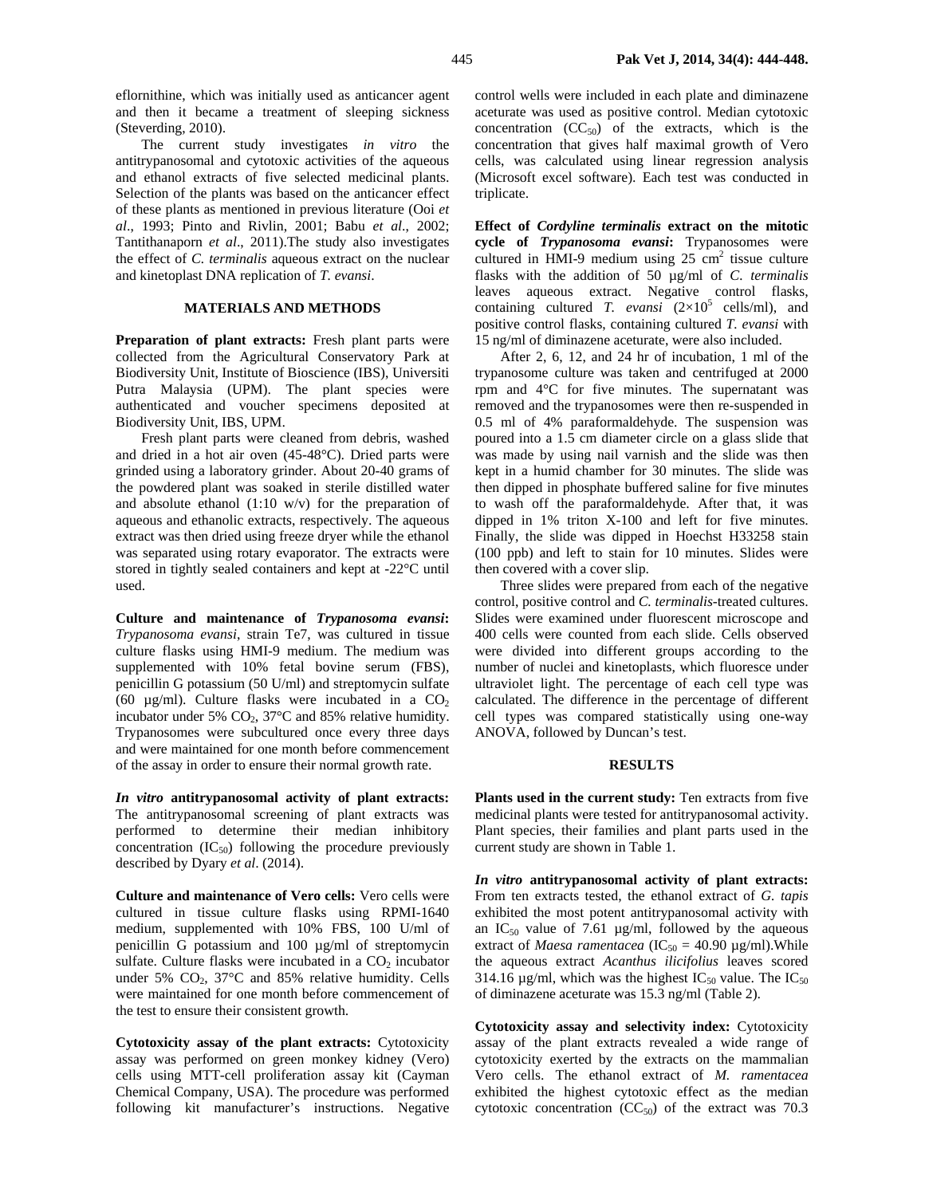eflornithine, which was initially used as anticancer agent and then it became a treatment of sleeping sickness (Steverding, 2010).

The current study investigates *in vitro* the antitrypanosomal and cytotoxic activities of the aqueous and ethanol extracts of five selected medicinal plants. Selection of the plants was based on the anticancer effect of these plants as mentioned in previous literature (Ooi *et al*., 1993; Pinto and Rivlin, 2001; Babu *et al*., 2002; Tantithanaporn *et al*., 2011).The study also investigates the effect of *C. terminalis* aqueous extract on the nuclear and kinetoplast DNA replication of *T. evansi*.

## MATERIALS AND METHODS

**Preparation of plant extracts:** Fresh plant parts were collected from the Agricultural Conservatory Park at Biodiversity Unit, Institute of Bioscience (IBS), Universiti Putra Malaysia (UPM). The plant species were authenticated and voucher specimens deposited at Biodiversity Unit, IBS, UPM.

Fresh plant parts were cleaned from debris, washed and dried in a hot air oven (45-48°C). Dried parts were grinded using a laboratory grinder. About 20-40 grams of the powdered plant was soaked in sterile distilled water and absolute ethanol (1:10 w/v) for the preparation of aqueous and ethanolic extracts, respectively. The aqueous extract was then dried using freeze dryer while the ethanol was separated using rotary evaporator. The extracts were stored in tightly sealed containers and kept at -22°C until used.

**Culture and maintenance of *Trypanosoma evansi*:** *Trypanosoma evansi*, strain Te7, was cultured in tissue culture flasks using HMI-9 medium. The medium was supplemented with 10% fetal bovine serum (FBS), penicillin G potassium (50 U/ml) and streptomycin sulfate (60 µg/ml). Culture flasks were incubated in a $CO_2$ incubator under 5% $CO_2$, 37°C and 85% relative humidity. Trypanosomes were subcultured once every three days and were maintained for one month before commencement of the assay in order to ensure their normal growth rate.

***In vitro* antitrypanosomal activity of plant extracts:** The antitrypanosomal screening of plant extracts was performed to determine their median inhibitory concentration ($IC_{50}$) following the procedure previously described by Dyary *et al*. (2014).

**Culture and maintenance of Vero cells:** Vero cells were cultured in tissue culture flasks using RPMI-1640 medium, supplemented with 10% FBS, 100 U/ml of penicillin G potassium and 100 µg/ml of streptomycin sulfate. Culture flasks were incubated in a $CO_2$ incubator under 5% $CO_2$, 37°C and 85% relative humidity. Cells were maintained for one month before commencement of the test to ensure their consistent growth.

**Cytotoxicity assay of the plant extracts:** Cytotoxicity assay was performed on green monkey kidney (Vero) cells using MTT-cell proliferation assay kit (Cayman Chemical Company, USA). The procedure was performed following kit manufacturer's instructions. Negative control wells were included in each plate and diminazene aceturate was used as positive control. Median cytotoxic concentration ($CC_{50}$) of the extracts, which is the concentration that gives half maximal growth of Vero cells, was calculated using linear regression analysis (Microsoft excel software). Each test was conducted in triplicate.

**Effect of *Cordyline terminalis* extract on the mitotic cycle of *Trypanosoma evansi*:** Trypanosomes were cultured in HMI-9 medium using 25 $cm^2$ tissue culture flasks with the addition of 50 µg/ml of *C. terminalis* leaves aqueous extract. Negative control flasks, containing cultured *T. evansi* ($2\times10^5$ cells/ml), and positive control flasks, containing cultured *T. evansi* with 15 ng/ml of diminazene aceturate, were also included.

After 2, 6, 12, and 24 hr of incubation, 1 ml of the trypanosome culture was taken and centrifuged at 2000 rpm and 4°C for five minutes. The supernatant was removed and the trypanosomes were then re-suspended in 0.5 ml of 4% paraformaldehyde. The suspension was poured into a 1.5 cm diameter circle on a glass slide that was made by using nail varnish and the slide was then kept in a humid chamber for 30 minutes. The slide was then dipped in phosphate buffered saline for five minutes to wash off the paraformaldehyde. After that, it was dipped in 1% triton X-100 and left for five minutes. Finally, the slide was dipped in Hoechst H33258 stain (100 ppb) and left to stain for 10 minutes. Slides were then covered with a cover slip.

Three slides were prepared from each of the negative control, positive control and *C. terminalis*-treated cultures. Slides were examined under fluorescent microscope and 400 cells were counted from each slide. Cells observed were divided into different groups according to the number of nuclei and kinetoplasts, which fluoresce under ultraviolet light. The percentage of each cell type was calculated. The difference in the percentage of different cell types was compared statistically using one-way ANOVA, followed by Duncan's test.

## RESULTS

**Plants used in the current study:** Ten extracts from five medicinal plants were tested for antitrypanosomal activity. Plant species, their families and plant parts used in the current study are shown in Table 1.

***In vitro* antitrypanosomal activity of plant extracts:** From ten extracts tested, the ethanol extract of *G. tapis* exhibited the most potent antitrypanosomal activity with an $IC_{50}$ value of 7.61 µg/ml, followed by the aqueous extract of *Maesa ramentacea* ($IC_{50}$ = 40.90 µg/ml).While the aqueous extract *Acanthus ilicifolius* leaves scored 314.16 µg/ml, which was the highest $IC_{50}$ value. The $IC_{50}$ of diminazene aceturate was 15.3 ng/ml (Table 2).

**Cytotoxicity assay and selectivity index:** Cytotoxicity assay of the plant extracts revealed a wide range of cytotoxicity exerted by the extracts on the mammalian Vero cells. The ethanol extract of *M. ramentacea* exhibited the highest cytotoxic effect as the median cytotoxic concentration ($CC_{50}$) of the extract was 70.3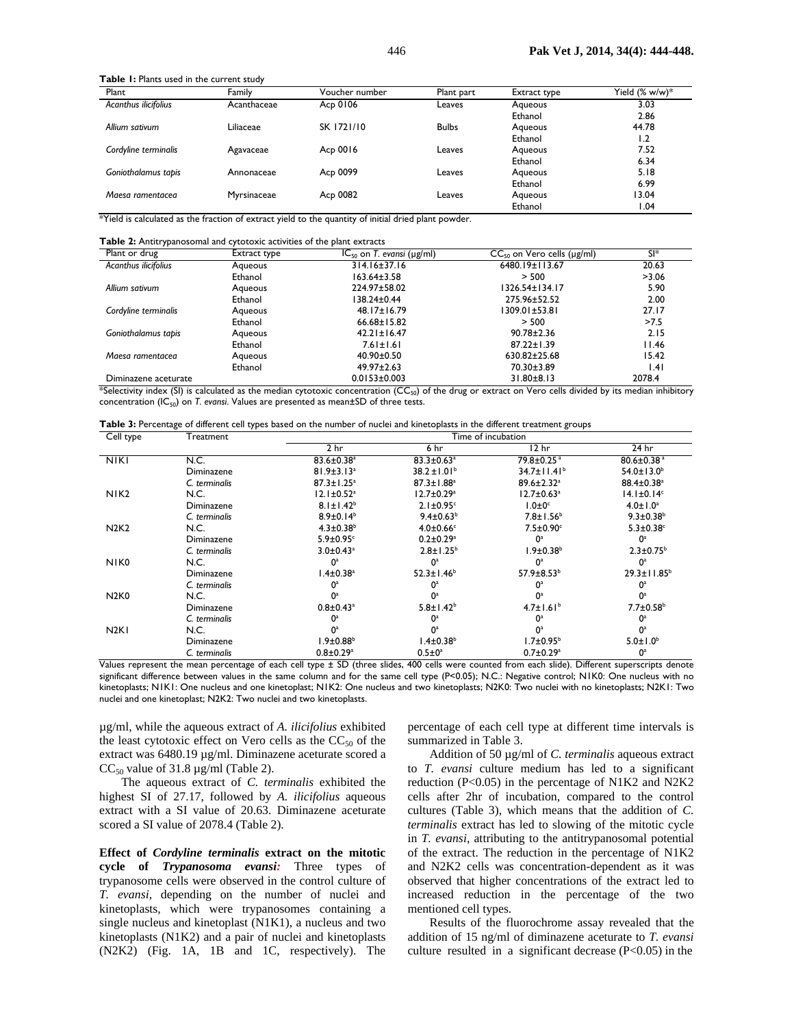**Table 1:** Plants used in the current study

| Plant | Family | Voucher number | Plant part | Extract type | Yield (% w/w)* |
|---|---|---|---|---|---|
| *Acanthus ilicifolius* | Acanthaceae | Acp 0106 | Leaves | Aqueous | 3.03 |
| | | | | Ethanol | 2.86 |
| *Allium sativum* | Liliaceae | SK 1721/10 | Bulbs | Aqueous | 44.78 |
| | | | | Ethanol | 1.2 |
| *Cordyline terminalis* | Agavaceae | Acp 0016 | Leaves | Aqueous | 7.52 |
| | | | | Ethanol | 6.34 |
| *Goniothalamus tapis* | Annonaceae | Acp 0099 | Leaves | Aqueous | 5.18 |
| | | | | Ethanol | 6.99 |
| *Maesa ramentacea* | Myrsinaceae | Acp 0082 | Leaves | Aqueous | 13.04 |
| | | | | Ethanol | 1.04 |

*Yield is calculated as the fraction of extract yield to the quantity of initial dried plant powder.

**Table 2:** Antitrypanosomal and cytotoxic activities of the plant extracts

| Plant or drug | Extract type | $IC_{50}$ on *T. evansi* (µg/ml) | $CC_{50}$ on Vero cells (µg/ml) | SI* |
|---|---|---|---|---|
| *Acanthus ilicifolius* | Aqueous | 314.16±37.16 | 6480.19±113.67 | 20.63 |
| | Ethanol | 163.64±3.58 | > 500 | >3.06 |
| *Allium sativum* | Aqueous | 224.97±58.02 | 1326.54±134.17 | 5.90 |
| | Ethanol | 138.24±0.44 | 275.96±52.52 | 2.00 |
| *Cordyline terminalis* | Aqueous | 48.17±16.79 | 1309.01±53.81 | 27.17 |
| | Ethanol | 66.68±15.82 | > 500 | >7.5 |
| *Goniothalamus tapis* | Aqueous | 42.21±16.47 | 90.78±2.36 | 2.15 |
| | Ethanol | 7.61±1.61 | 87.22±1.39 | 11.46 |
| *Maesa ramentacea* | Aqueous | 40.90±0.50 | 630.82±25.68 | 15.42 |
| | Ethanol | 49.97±2.63 | 70.30±3.89 | 1.41 |
| Diminazene aceturate | | 0.0153±0.003 | 31.80±8.13 | 2078.4 |

*Selectivity index (SI) is calculated as the median cytotoxic concentration ($CC_{50}$) of the drug or extract on Vero cells divided by its median inhibitory concentration ($IC_{50}$) on *T. evansi*. Values are presented as mean±SD of three tests.

**Table 3:** Percentage of different cell types based on the number of nuclei and kinetoplasts in the different treatment groups

| Cell type | Treatment | Time of incubation | | | |
|---|---|---|---|---|---|
| | | 2 hr | 6 hr | 12 hr | 24 hr |
| N1K1 | N.C. | $83.6±0.38^a$ | $83.3±0.63^a$ | $79.8±0.25^a$ | $80.6±0.38^a$ |
| | Diminazene | $81.9±3.13^a$ | $38.2±1.01^b$ | $34.7±11.41^b$ | $54.0±13.0^b$ |
| | *C. terminalis* | $87.3±1.25^a$ | $87.3±1.88^a$ | $89.6±2.32^a$ | $88.4±0.38^a$ |
| N1K2 | N.C. | $12.1±0.52^a$ | $12.7±0.29^a$ | $12.7±0.63^a$ | $14.1±0.14^c$ |
| | Diminazene | $8.1±1.42^b$ | $2.1±0.95^c$ | $1.0±0^c$ | $4.0±1.0^a$ |
| | *C. terminalis* | $8.9±0.14^b$ | $9.4±0.63^b$ | $7.8±1.56^b$ | $9.3±0.38^b$ |
| N2K2 | N.C. | $4.3±0.38^b$ | $4.0±0.66^c$ | $7.5±0.90^c$ | $5.3±0.38^c$ |
| | Diminazene | $5.9±0.95^c$ | $0.2±0.29^a$ | $0^a$ | $0^a$ |
| | *C. terminalis* | $3.0±0.43^a$ | $2.8±1.25^b$ | $1.9±0.38^b$ | $2.3±0.75^b$ |
| N1K0 | N.C. | $0^a$ | $0^a$ | $0^a$ | $0^a$ |
| | Diminazene | $1.4±0.38^a$ | $52.3±1.46^b$ | $57.9±8.53^b$ | $29.3±11.85^b$ |
| | *C. terminalis* | $0^a$ | $0^a$ | $0^a$ | $0^a$ |
| N2K0 | N.C. | $0^a$ | $0^a$ | $0^a$ | $0^a$ |
| | Diminazene | $0.8±0.43^a$ | $5.8±1.42^b$ | $4.7±1.61^b$ | $7.7±0.58^b$ |
| | *C. terminalis* | $0^a$ | $0^a$ | $0^a$ | $0^a$ |
| N2K1 | N.C. | $0^a$ | $0^a$ | $0^a$ | $0^a$ |
| | Diminazene | $1.9±0.88^b$ | $1.4±0.38^b$ | $1.7±0.95^b$ | $5.0±1.0^b$ |
| | *C. terminalis* | $0.8±0.29^a$ | $0.5±0^a$ | $0.7±0.29^a$ | $0^a$ |

Values represent the mean percentage of each cell type ± SD (three slides, 400 cells were counted from each slide). Different superscripts denote significant difference between values in the same column and for the same cell type (P<0.05); N.C.: Negative control; N1K0: One nucleus with no kinetoplasts; N1K1: One nucleus and one kinetoplast; N1K2: One nucleus and two kinetoplasts; N2K0: Two nuclei with no kinetoplasts; N2K1: Two nuclei and one kinetoplast; N2K2: Two nuclei and two kinetoplasts.

µg/ml, while the aqueous extract of *A. ilicifolius* exhibited the least cytotoxic effect on Vero cells as the $CC_{50}$ of the extract was 6480.19 µg/ml. Diminazene aceturate scored a $CC_{50}$ value of 31.8 µg/ml (Table 2).

The aqueous extract of *C. terminalis* exhibited the highest SI of 27.17, followed by *A. ilicifolius* aqueous extract with a SI value of 20.63. Diminazene aceturate scored a SI value of 2078.4 (Table 2).

**Effect of *Cordyline terminalis* extract on the mitotic cycle of *Trypanosoma evansi*:** Three types of trypanosome cells were observed in the control culture of *T. evansi*, depending on the number of nuclei and kinetoplasts, which were trypanosomes containing a single nucleus and kinetoplast (N1K1), a nucleus and two kinetoplasts (N1K2) and a pair of nuclei and kinetoplasts (N2K2) (Fig. 1A, 1B and 1C, respectively). The percentage of each cell type at different time intervals is summarized in Table 3.

Addition of 50 µg/ml of *C. terminalis* aqueous extract to *T. evansi* culture medium has led to a significant reduction (P<0.05) in the percentage of N1K2 and N2K2 cells after 2hr of incubation, compared to the control cultures (Table 3), which means that the addition of *C. terminalis* extract has led to slowing of the mitotic cycle in *T. evansi*, attributing to the antitrypanosomal potential of the extract. The reduction in the percentage of N1K2 and N2K2 cells was concentration-dependent as it was observed that higher concentrations of the extract led to increased reduction in the percentage of the two mentioned cell types.

Results of the fluorochrome assay revealed that the addition of 15 ng/ml of diminazene aceturate to *T. evansi* culture resulted in a significant decrease (P<0.05) in the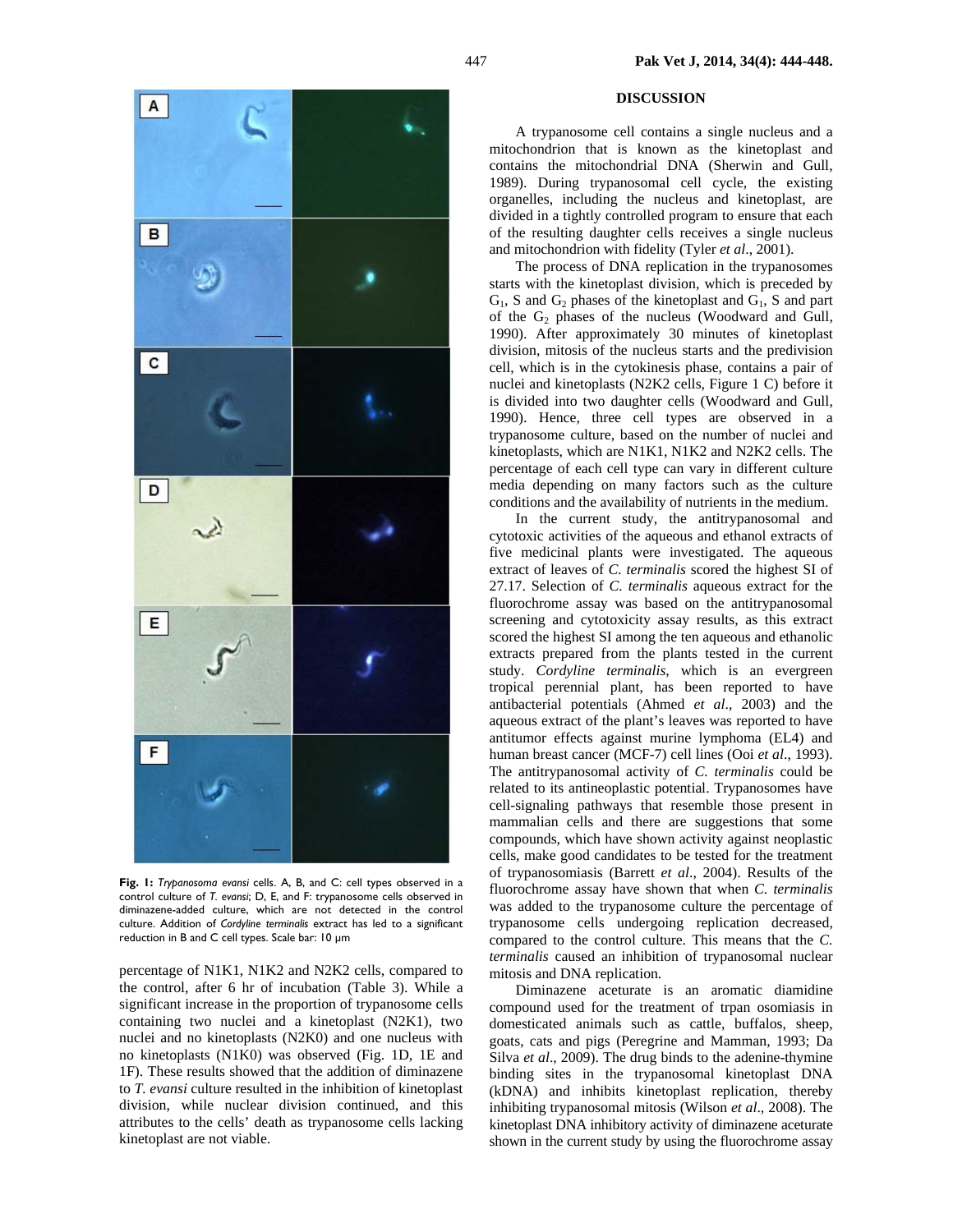**Fig. 1:** *Trypanosoma evansi* cells. A, B, and C: cell types observed in a control culture of *T. evansi*; D, E, and F: trypanosome cells observed in diminazene-added culture, which are not detected in the control culture. Addition of *Cordyline terminalis* extract has led to a significant reduction in B and C cell types. Scale bar: 10 µm

percentage of N1K1, N1K2 and N2K2 cells, compared to the control, after 6 hr of incubation (Table 3). While a significant increase in the proportion of trypanosome cells containing two nuclei and a kinetoplast (N2K1), two nuclei and no kinetoplasts (N2K0) and one nucleus with no kinetoplasts (N1K0) was observed (Fig. 1D, 1E and 1F). These results showed that the addition of diminazene to *T. evansi* culture resulted in the inhibition of kinetoplast division, while nuclear division continued, and this attributes to the cells' death as trypanosome cells lacking kinetoplast are not viable.

## DISCUSSION

A trypanosome cell contains a single nucleus and a mitochondrion that is known as the kinetoplast and contains the mitochondrial DNA (Sherwin and Gull, 1989). During trypanosomal cell cycle, the existing organelles, including the nucleus and kinetoplast, are divided in a tightly controlled program to ensure that each of the resulting daughter cells receives a single nucleus and mitochondrion with fidelity (Tyler *et al*., 2001).

The process of DNA replication in the trypanosomes starts with the kinetoplast division, which is preceded by $G_1$, S and $G_2$ phases of the kinetoplast and $G_1$, S and part of the $G_2$ phases of the nucleus (Woodward and Gull, 1990). After approximately 30 minutes of kinetoplast division, mitosis of the nucleus starts and the predivision cell, which is in the cytokinesis phase, contains a pair of nuclei and kinetoplasts (N2K2 cells, Figure 1 C) before it is divided into two daughter cells (Woodward and Gull, 1990). Hence, three cell types are observed in a trypanosome culture, based on the number of nuclei and kinetoplasts, which are N1K1, N1K2 and N2K2 cells. The percentage of each cell type can vary in different culture media depending on many factors such as the culture conditions and the availability of nutrients in the medium.

In the current study, the antitrypanosomal and cytotoxic activities of the aqueous and ethanol extracts of five medicinal plants were investigated. The aqueous extract of leaves of *C. terminalis* scored the highest SI of 27.17. Selection of *C. terminalis* aqueous extract for the fluorochrome assay was based on the antitrypanosomal screening and cytotoxicity assay results, as this extract scored the highest SI among the ten aqueous and ethanolic extracts prepared from the plants tested in the current study. *Cordyline terminalis*, which is an evergreen tropical perennial plant, has been reported to have antibacterial potentials (Ahmed *et al*., 2003) and the aqueous extract of the plant's leaves was reported to have antitumor effects against murine lymphoma (EL4) and human breast cancer (MCF-7) cell lines (Ooi *et al*., 1993). The antitrypanosomal activity of *C. terminalis* could be related to its antineoplastic potential. Trypanosomes have cell-signaling pathways that resemble those present in mammalian cells and there are suggestions that some compounds, which have shown activity against neoplastic cells, make good candidates to be tested for the treatment of trypanosomiasis (Barrett *et al*., 2004). Results of the fluorochrome assay have shown that when *C. terminalis* was added to the trypanosome culture the percentage of trypanosome cells undergoing replication decreased, compared to the control culture. This means that the *C. terminalis* caused an inhibition of trypanosomal nuclear mitosis and DNA replication.

Diminazene aceturate is an aromatic diamidine compound used for the treatment of trpan osomiasis in domesticated animals such as cattle, buffalos, sheep, goats, cats and pigs (Peregrine and Mamman, 1993; Da Silva *et al*., 2009). The drug binds to the adenine-thymine binding sites in the trypanosomal kinetoplast DNA (kDNA) and inhibits kinetoplast replication, thereby inhibiting trypanosomal mitosis (Wilson *et al*., 2008). The kinetoplast DNA inhibitory activity of diminazene aceturate shown in the current study by using the fluorochrome assay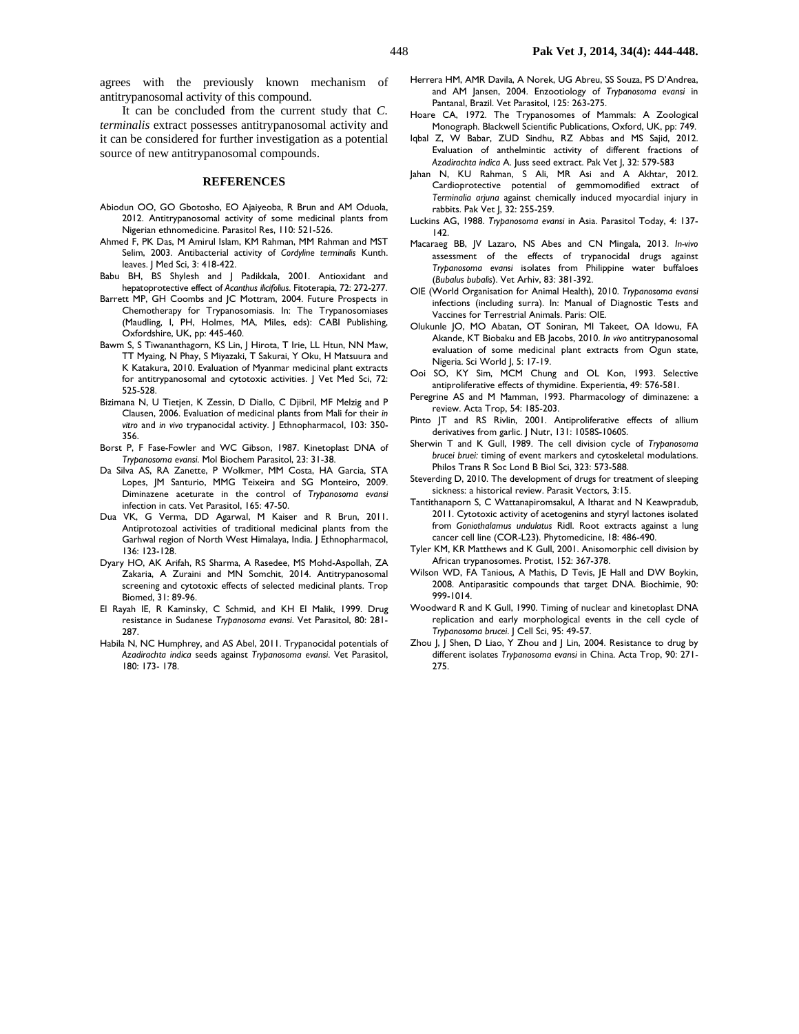agrees with the previously known mechanism of antitrypanosomal activity of this compound.

It can be concluded from the current study that *C. terminalis* extract possesses antitrypanosomal activity and it can be considered for further investigation as a potential source of new antitrypanosomal compounds.

## REFERENCES

Abiodun OO, GO Gbotosho, EO Ajaiyeoba, R Brun and AM Oduola, 2012. Antitrypanosomal activity of some medicinal plants from Nigerian ethnomedicine. Parasitol Res, 110: 521-526.

Ahmed F, PK Das, M Amirul Islam, KM Rahman, MM Rahman and MST Selim, 2003. Antibacterial activity of *Cordyline terminalis* Kunth. leaves. J Med Sci, 3: 418-422.

Babu BH, BS Shylesh and J Padikkala, 2001. Antioxidant and hepatoprotective effect of *Acanthus ilicifolius*. Fitoterapia, 72: 272-277.

Barrett MP, GH Coombs and JC Mottram, 2004. Future Prospects in Chemotherapy for Trypanosomiasis. In: The Trypanosomiases (Maudling, I, PH, Holmes, MA, Miles, eds): CABI Publishing, Oxfordshire, UK, pp: 445-460.

Bawm S, S Tiwananthagorn, KS Lin, J Hirota, T Irie, LL Htun, NN Maw, TT Myaing, N Phay, S Miyazaki, T Sakurai, Y Oku, H Matsuura and K Katakura, 2010. Evaluation of Myanmar medicinal plant extracts for antitrypanosomal and cytotoxic activities. J Vet Med Sci, 72: 525-528.

Bizimana N, U Tietjen, K Zessin, D Diallo, C Djibril, MF Melzig and P Clausen, 2006. Evaluation of medicinal plants from Mali for their *in vitro* and *in vivo* trypanocidal activity. J Ethnopharmacol, 103: 350-356.

Borst P, F Fase-Fowler and WC Gibson, 1987. Kinetoplast DNA of *Trypanosoma evansi*. Mol Biochem Parasitol, 23: 31-38.

Da Silva AS, RA Zanette, P Wolkmer, MM Costa, HA Garcia, STA Lopes, JM Santurio, MMG Teixeira and SG Monteiro, 2009. Diminazene aceturate in the control of *Trypanosoma evansi* infection in cats. Vet Parasitol, 165: 47-50.

Dua VK, G Verma, DD Agarwal, M Kaiser and R Brun, 2011. Antiprotozoal activities of traditional medicinal plants from the Garhwal region of North West Himalaya, India. J Ethnopharmacol, 136: 123-128.

Dyary HO, AK Arifah, RS Sharma, A Rasedee, MS Mohd-Aspollah, ZA Zakaria, A Zuraini and MN Somchit, 2014. Antitrypanosomal screening and cytotoxic effects of selected medicinal plants. Trop Biomed, 31: 89-96.

El Rayah IE, R Kaminsky, C Schmid, and KH El Malik, 1999. Drug resistance in Sudanese *Trypanosoma evansi*. Vet Parasitol, 80: 281-287.

Habila N, NC Humphrey, and AS Abel, 2011. Trypanocidal potentials of *Azadirachta indica* seeds against *Trypanosoma evansi*. Vet Parasitol, 180: 173- 178.

Herrera HM, AMR Davila, A Norek, UG Abreu, SS Souza, PS D'Andrea, and AM Jansen, 2004. Enzootiology of *Trypanosoma evansi* in Pantanal, Brazil. Vet Parasitol, 125: 263-275.

Hoare CA, 1972. The Trypanosomes of Mammals: A Zoological Monograph. Blackwell Scientific Publications, Oxford, UK, pp: 749.

Iqbal Z, W Babar, ZUD Sindhu, RZ Abbas and MS Sajid, 2012. Evaluation of anthelmintic activity of different fractions of *Azadirachta indica* A. Juss seed extract. Pak Vet J, 32: 579-583

Jahan N, KU Rahman, S Ali, MR Asi and A Akhtar, 2012. Cardioprotective potential of gemmomodified extract of *Terminalia arjuna* against chemically induced myocardial injury in rabbits. Pak Vet J, 32: 255-259.

Luckins AG, 1988. *Trypanosoma evansi* in Asia. Parasitol Today, 4: 137-142.

Macaraeg BB, JV Lazaro, NS Abes and CN Mingala, 2013. *In-vivo* assessment of the effects of trypanocidal drugs against *Trypanosoma evansi* isolates from Philippine water buffaloes (*Bubalus bubalis*). Vet Arhiv, 83: 381-392.

OIE (World Organisation for Animal Health), 2010. *Trypanosoma evansi* infections (including surra). In: Manual of Diagnostic Tests and Vaccines for Terrestrial Animals. Paris: OIE.

Olukunle JO, MO Abatan, OT Soniran, MI Takeet, OA Idowu, FA Akande, KT Biobaku and EB Jacobs, 2010. *In vivo* antitrypanosomal evaluation of some medicinal plant extracts from Ogun state, Nigeria. Sci World J, 5: 17-19.

Ooi SO, KY Sim, MCM Chung and OL Kon, 1993. Selective antiproliferative effects of thymidine. Experientia, 49: 576-581.

Peregrine AS and M Mamman, 1993. Pharmacology of diminazene: a review. Acta Trop, 54: 185-203.

Pinto JT and RS Rivlin, 2001. Antiproliferative effects of allium derivatives from garlic. J Nutr, 131: 1058S-1060S.

Sherwin T and K Gull, 1989. The cell division cycle of *Trypanosoma brucei bruei:* timing of event markers and cytoskeletal modulations. Philos Trans R Soc Lond B Biol Sci, 323: 573-588.

Steverding D, 2010. The development of drugs for treatment of sleeping sickness: a historical review. Parasit Vectors, 3:15.

Tantithanaporn S, C Wattanapiromsakul, A Itharat and N Keawpradub, 2011. Cytotoxic activity of acetogenins and styryl lactones isolated from *Goniothalamus undulatus* Ridl. Root extracts against a lung cancer cell line (COR-L23). Phytomedicine, 18: 486-490.

Tyler KM, KR Matthews and K Gull, 2001. Anisomorphic cell division by African trypanosomes. Protist, 152: 367-378.

Wilson WD, FA Tanious, A Mathis, D Tevis, JE Hall and DW Boykin, 2008. Antiparasitic compounds that target DNA. Biochimie, 90: 999-1014.

Woodward R and K Gull, 1990. Timing of nuclear and kinetoplast DNA replication and early morphological events in the cell cycle of *Trypanosoma brucei*. J Cell Sci, 95: 49-57.

Zhou J, J Shen, D Liao, Y Zhou and J Lin, 2004. Resistance to drug by different isolates *Trypanosoma evansi* in China. Acta Trop, 90: 271-275.